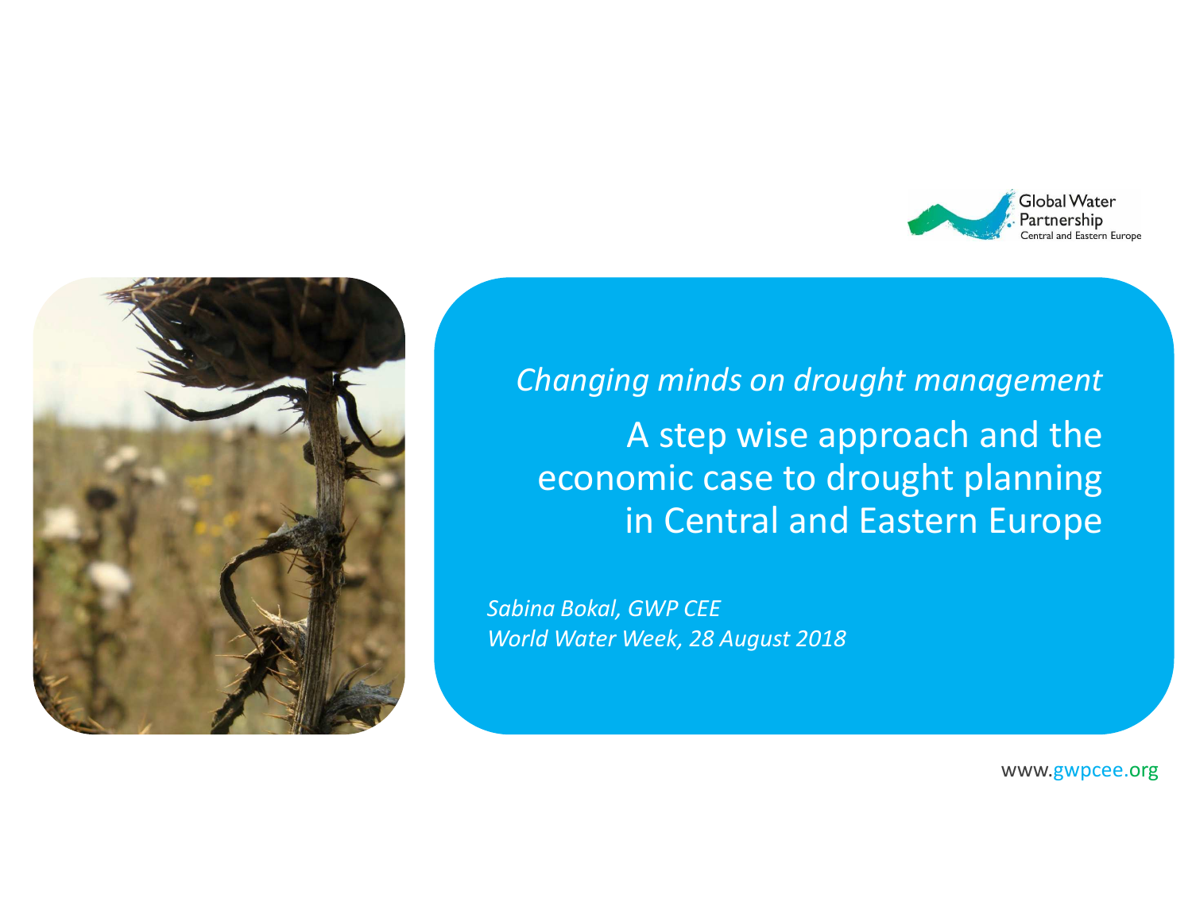Global Water Partnership
Central and Eastern Europe

*Changing minds on drought management*

# A step wise approach and the economic case to drought planning in Central and Eastern Europe

*Sabina Bokal, GWP CEE*
*World Water Week, 28 August 2018*

www.gwpcee.org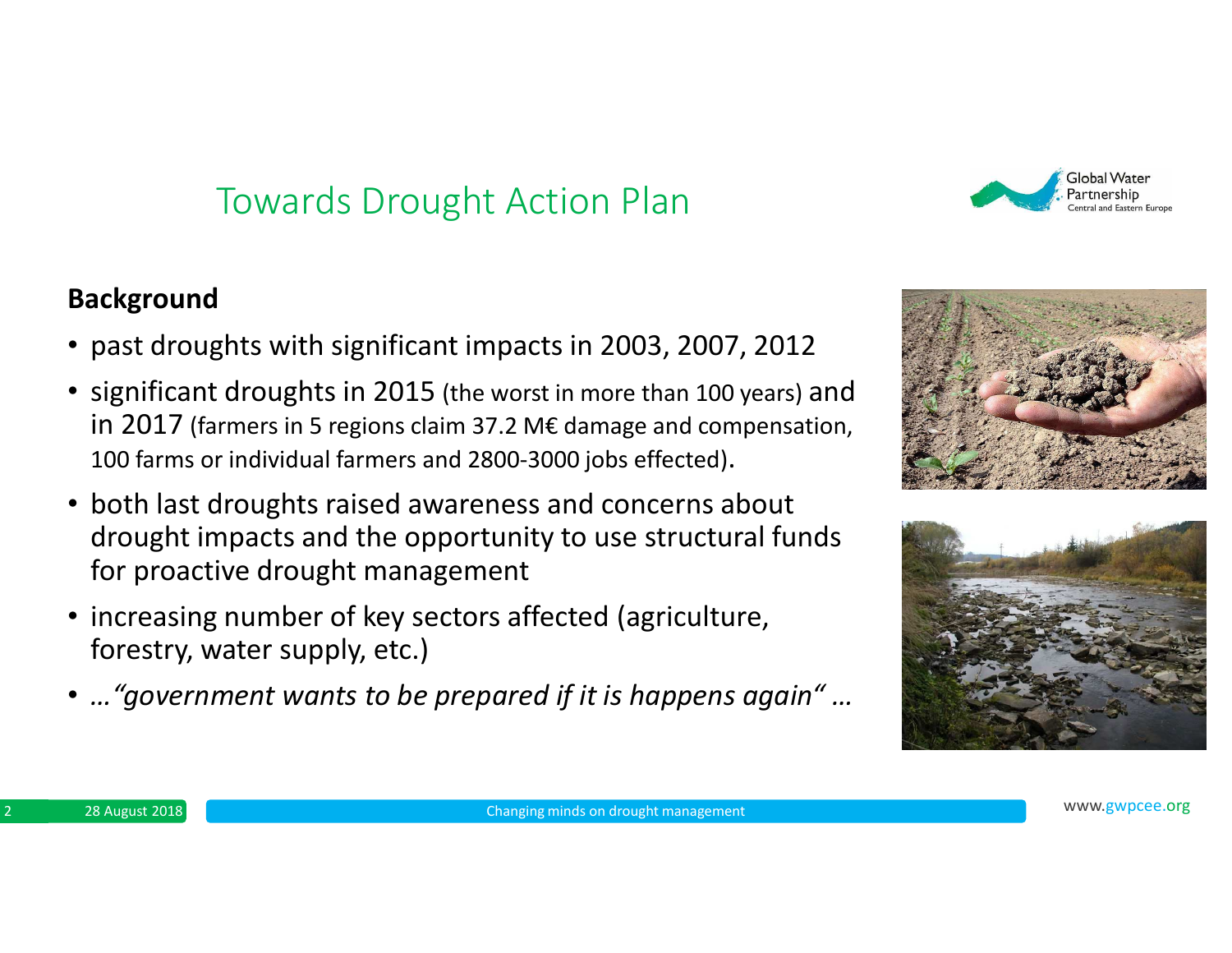# Towards Drought Action Plan

**Background**

- past droughts with significant impacts in 2003, 2007, 2012
- significant droughts in 2015 (the worst in more than 100 years) and in 2017 (farmers in 5 regions claim 37.2 M€ damage and compensation, 100 farms or individual farmers and 2800-3000 jobs effected).
- both last droughts raised awareness and concerns about drought impacts and the opportunity to use structural funds for proactive drought management
- increasing number of key sectors affected (agriculture, forestry, water supply, etc.)
- *…"government wants to be prepared if it is happens again" …*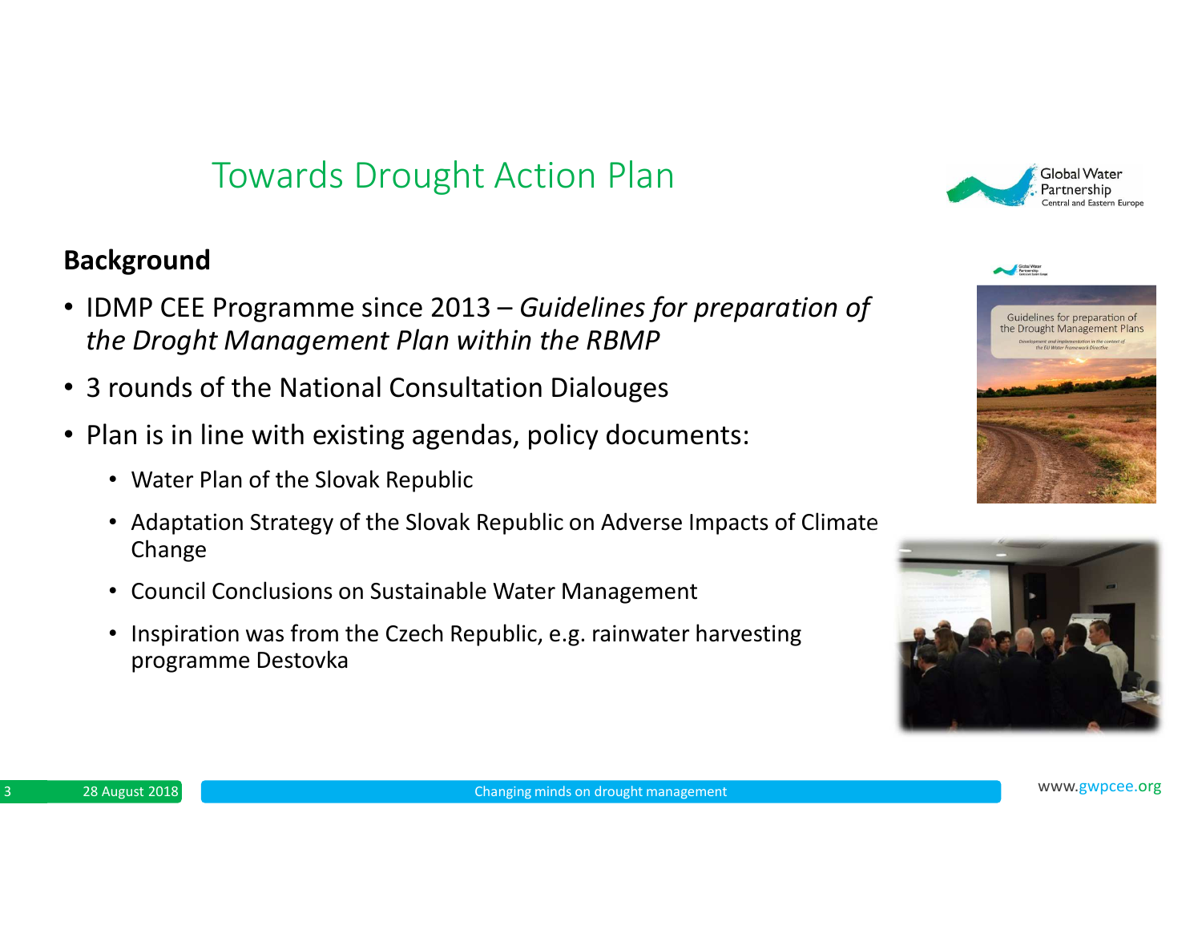# Towards Drought Action Plan

**Background**

- IDMP CEE Programme since 2013 – *Guidelines for preparation of the Droght Management Plan within the RBMP*
- 3 rounds of the National Consultation Dialouges
- Plan is in line with existing agendas, policy documents:
  - Water Plan of the Slovak Republic
  - Adaptation Strategy of the Slovak Republic on Adverse Impacts of Climate Change
  - Council Conclusions on Sustainable Water Management
  - Inspiration was from the Czech Republic, e.g. rainwater harvesting programme Destovka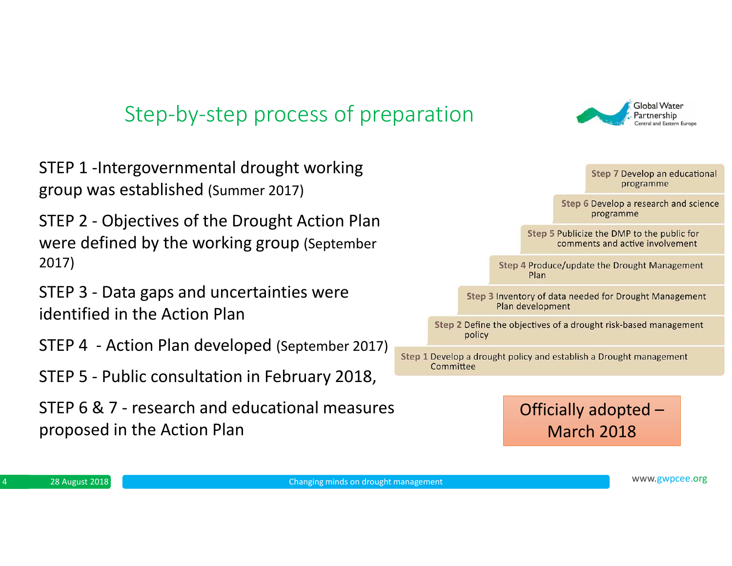## Step-by-step process of preparation

STEP 1 -Intergovernmental drought working group was established (Summer 2017)

STEP 2 - Objectives of the Drought Action Plan were defined by the working group (September 2017)

STEP 3 - Data gaps and uncertainties were identified in the Action Plan

STEP 4 - Action Plan developed (September 2017)

STEP 5 - Public consultation in February 2018,

STEP 6 & 7 - research and educational measures proposed in the Action Plan

**Step 7** Develop an educational programme

**Step 6** Develop a research and science programme

**Step 5** Publicize the DMP to the public for comments and active involvement

**Step 4** Produce/update the Drought Management Plan

**Step 3** Inventory of data needed for Drought Management Plan development

**Step 2** Define the objectives of a drought risk-based management policy

**Step 1** Develop a drought policy and establish a Drought management Committee

Officially adopted – March 2018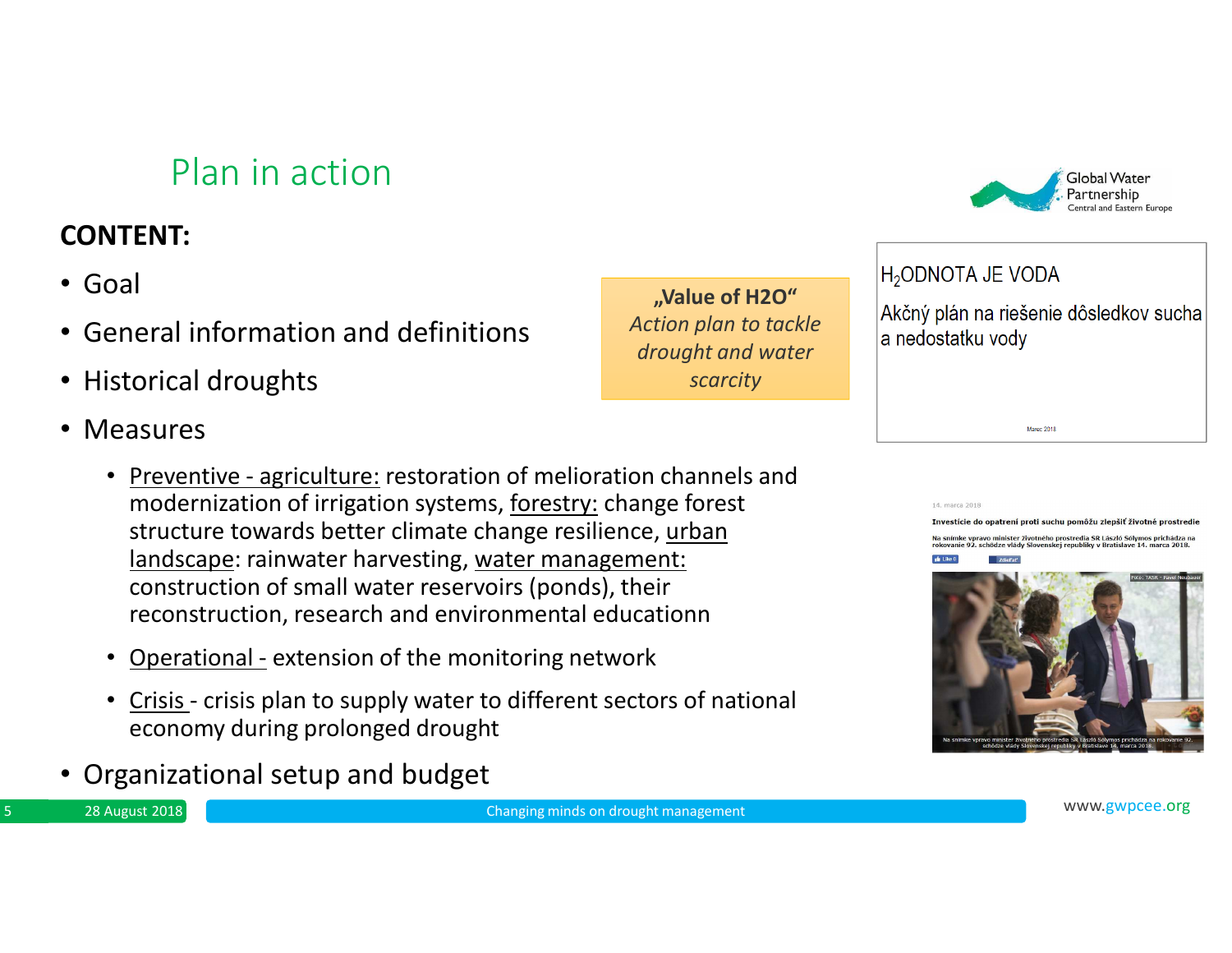# Plan in action

**CONTENT:**

- Goal
- General information and definitions
- Historical droughts
- Measures
  - Preventive - agriculture: restoration of melioration channels and modernization of irrigation systems, forestry: change forest structure towards better climate change resilience, urban landscape: rainwater harvesting, water management: construction of small water reservoirs (ponds), their reconstruction, research and environmental educationn
  - Operational - extension of the monitoring network
  - Crisis - crisis plan to supply water to different sectors of national economy during prolonged drought
- Organizational setup and budget

**„Value of H2O“**
*Action plan to tackle drought and water scarcity*

$H_2$ODNOTA JE VODA

Akčný plán na riešenie dôsledkov sucha a nedostatku vody

Marec 2018

14. marca 2018

**Investície do opatrení proti suchu pomôžu zlepšiť životné prostredie**

Na snímke vpravo minister životného prostredia SR László Sólymos prichádza na rokovanie 92. schôdze vlády Slovenskej republiky v Bratislave 14. marca 2018.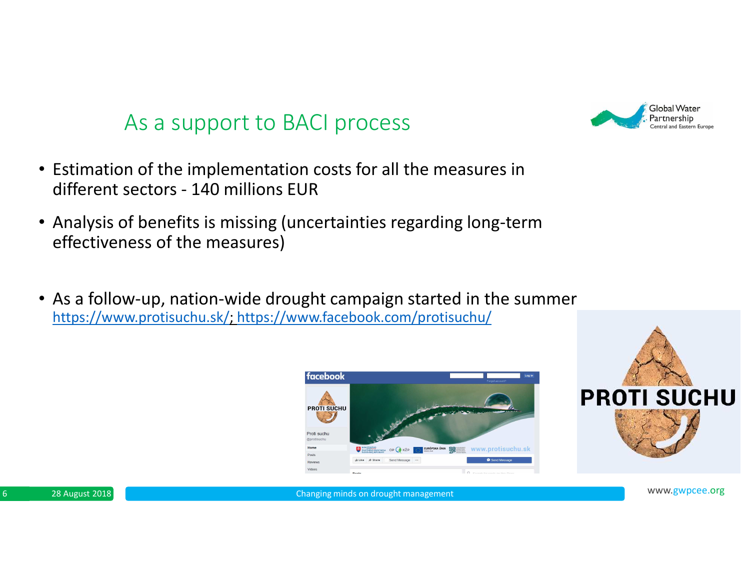## As a support to BACI process

- Estimation of the implementation costs for all the measures in different sectors - 140 millions EUR
- Analysis of benefits is missing (uncertainties regarding long-term effectiveness of the measures)
- As a follow-up, nation-wide drought campaign started in the summer https://www.protisuchu.sk/; https://www.facebook.com/protisuchu/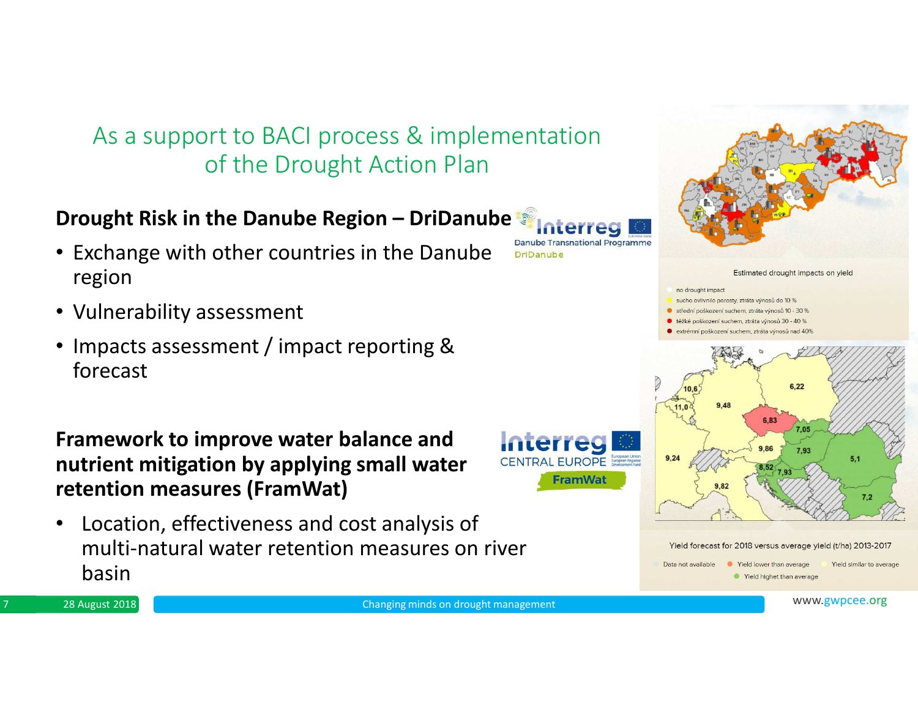# As a support to BACI process & implementation of the Drought Action Plan

## Drought Risk in the Danube Region – DriDanube

- Exchange with other countries in the Danube region
- Vulnerability assessment
- Impacts assessment / impact reporting & forecast

Estimated drought impacts on yield

- no drought impact
- sucho ovlivnilo porosty, ztráta výnosů do 10 %
- střední poškození suchem, ztráta výnosů 10 - 30 %
- těžké poškození suchem, ztráta výnosů 30 - 40 %
- extrémní poškození suchem, ztráta výnosů nad 40%

## Framework to improve water balance and nutrient mitigation by applying small water retention measures (FramWat)

- Location, effectiveness and cost analysis of multi-natural water retention measures on river basin

Yield forecast for 2018 versus average yield (t/ha) 2013-2017

Data not available · Yield lower than average · Yield similar to average · Yield highet than average

28 August 2018 · Changing minds on drought management · www.gwpcee.org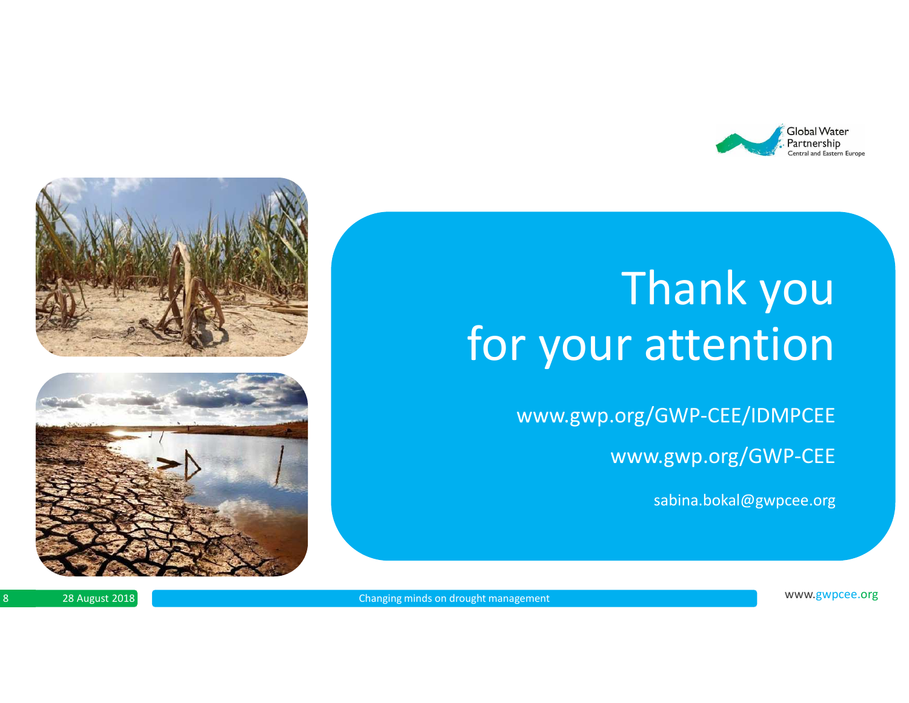# Thank you for your attention

www.gwp.org/GWP-CEE/IDMPCEE

www.gwp.org/GWP-CEE

sabina.bokal@gwpcee.org